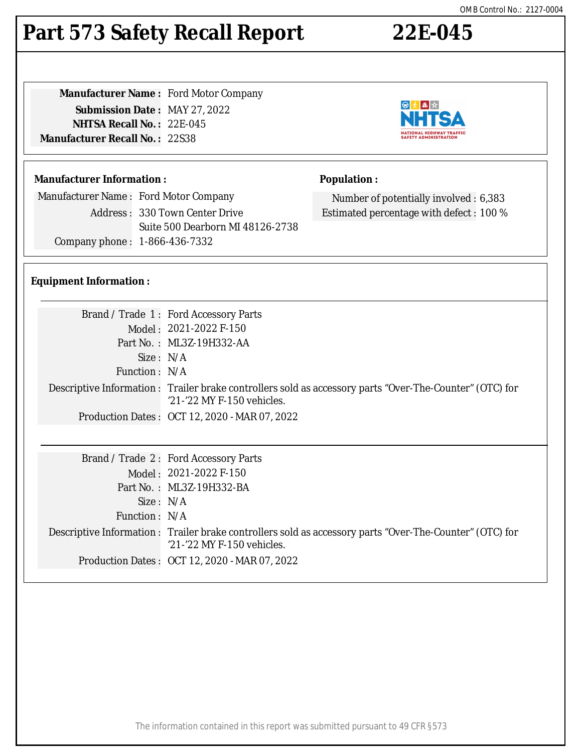OMB Control No.: 2127-0004

# Part 573 Safety Recall Report 22E-045

**Manufacturer Name :** Ford Motor Company
**Submission Date :** MAY 27, 2022
**NHTSA Recall No. :** 22E-045
**Manufacturer Recall No. :** 22S38

**Manufacturer Information :**

Manufacturer Name : Ford Motor Company
Address : 330 Town Center Drive
Suite 500 Dearborn MI 48126-2738
Company phone : 1-866-436-7332

**Population :**

Number of potentially involved : 6,383
Estimated percentage with defect : 100 %

**Equipment Information :**

Brand / Trade 1 : Ford Accessory Parts
Model : 2021-2022 F-150
Part No. : ML3Z-19H332-AA
Size : N/A
Function : N/A
Descriptive Information : Trailer brake controllers sold as accessory parts “Over-The-Counter” (OTC) for ’21-’22 MY F-150 vehicles.
Production Dates : OCT 12, 2020 - MAR 07, 2022

Brand / Trade 2 : Ford Accessory Parts
Model : 2021-2022 F-150
Part No. : ML3Z-19H332-BA
Size : N/A
Function : N/A
Descriptive Information : Trailer brake controllers sold as accessory parts “Over-The-Counter” (OTC) for ’21-’22 MY F-150 vehicles.
Production Dates : OCT 12, 2020 - MAR 07, 2022

The information contained in this report was submitted pursuant to 49 CFR §573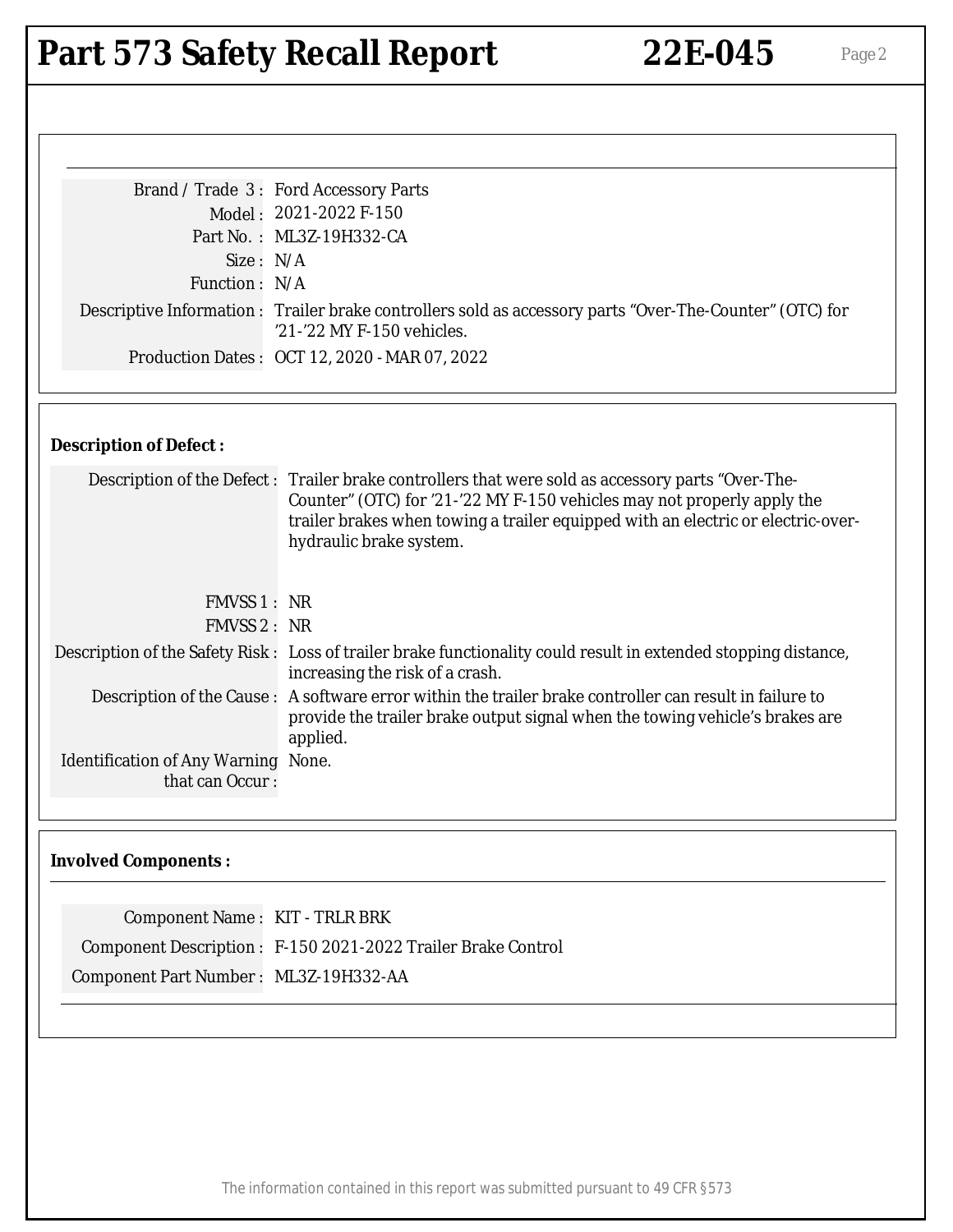# Part 573 Safety Recall Report 22E-045

| | |
|---|---|
| Brand / Trade 3 : | Ford Accessory Parts |
| Model : | 2021-2022 F-150 |
| Part No. : | ML3Z-19H332-CA |
| Size : | N/A |
| Function : | N/A |
| Descriptive Information : | Trailer brake controllers sold as accessory parts "Over-The-Counter" (OTC) for '21-'22 MY F-150 vehicles. |
| Production Dates : | OCT 12, 2020 - MAR 07, 2022 |

**Description of Defect :**

| | |
|---|---|
| Description of the Defect : | Trailer brake controllers that were sold as accessory parts "Over-The-Counter" (OTC) for '21-'22 MY F-150 vehicles may not properly apply the trailer brakes when towing a trailer equipped with an electric or electric-over-hydraulic brake system. |
| FMVSS 1 : | NR |
| FMVSS 2 : | NR |
| Description of the Safety Risk : | Loss of trailer brake functionality could result in extended stopping distance, increasing the risk of a crash. |
| Description of the Cause : | A software error within the trailer brake controller can result in failure to provide the trailer brake output signal when the towing vehicle's brakes are applied. |
| Identification of Any Warning that can Occur : | None. |

**Involved Components :**

| | |
|---|---|
| Component Name : | KIT - TRLR BRK |
| Component Description : | F-150 2021-2022 Trailer Brake Control |
| Component Part Number : | ML3Z-19H332-AA |

The information contained in this report was submitted pursuant to 49 CFR §573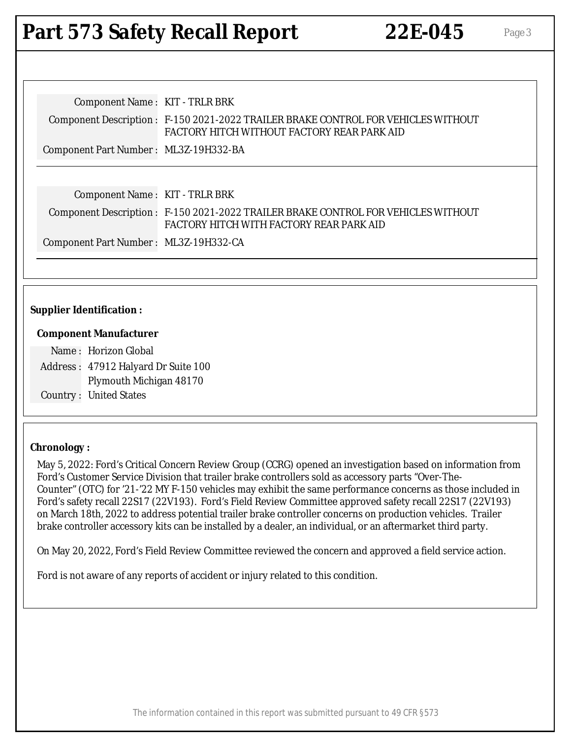| | |
|---|---|
| Component Name : | KIT - TRLR BRK |
| Component Description : | F-150 2021-2022 TRAILER BRAKE CONTROL FOR VEHICLES WITHOUT FACTORY HITCH WITHOUT FACTORY REAR PARK AID |
| Component Part Number : | ML3Z-19H332-BA |

| | |
|---|---|
| Component Name : | KIT - TRLR BRK |
| Component Description : | F-150 2021-2022 TRAILER BRAKE CONTROL FOR VEHICLES WITHOUT FACTORY HITCH WITH FACTORY REAR PARK AID |
| Component Part Number : | ML3Z-19H332-CA |

**Supplier Identification :**

**Component Manufacturer**

| | |
|---|---|
| Name : | Horizon Global |
| Address : | 47912 Halyard Dr Suite 100<br>Plymouth Michigan 48170 |
| Country : | United States |

**Chronology :**

May 5, 2022: Ford's Critical Concern Review Group (CCRG) opened an investigation based on information from Ford's Customer Service Division that trailer brake controllers sold as accessory parts "Over-The-Counter" (OTC) for '21-'22 MY F-150 vehicles may exhibit the same performance concerns as those included in Ford's safety recall 22S17 (22V193). Ford's Field Review Committee approved safety recall 22S17 (22V193) on March 18th, 2022 to address potential trailer brake controller concerns on production vehicles. Trailer brake controller accessory kits can be installed by a dealer, an individual, or an aftermarket third party.

On May 20, 2022, Ford's Field Review Committee reviewed the concern and approved a field service action.

Ford is not aware of any reports of accident or injury related to this condition.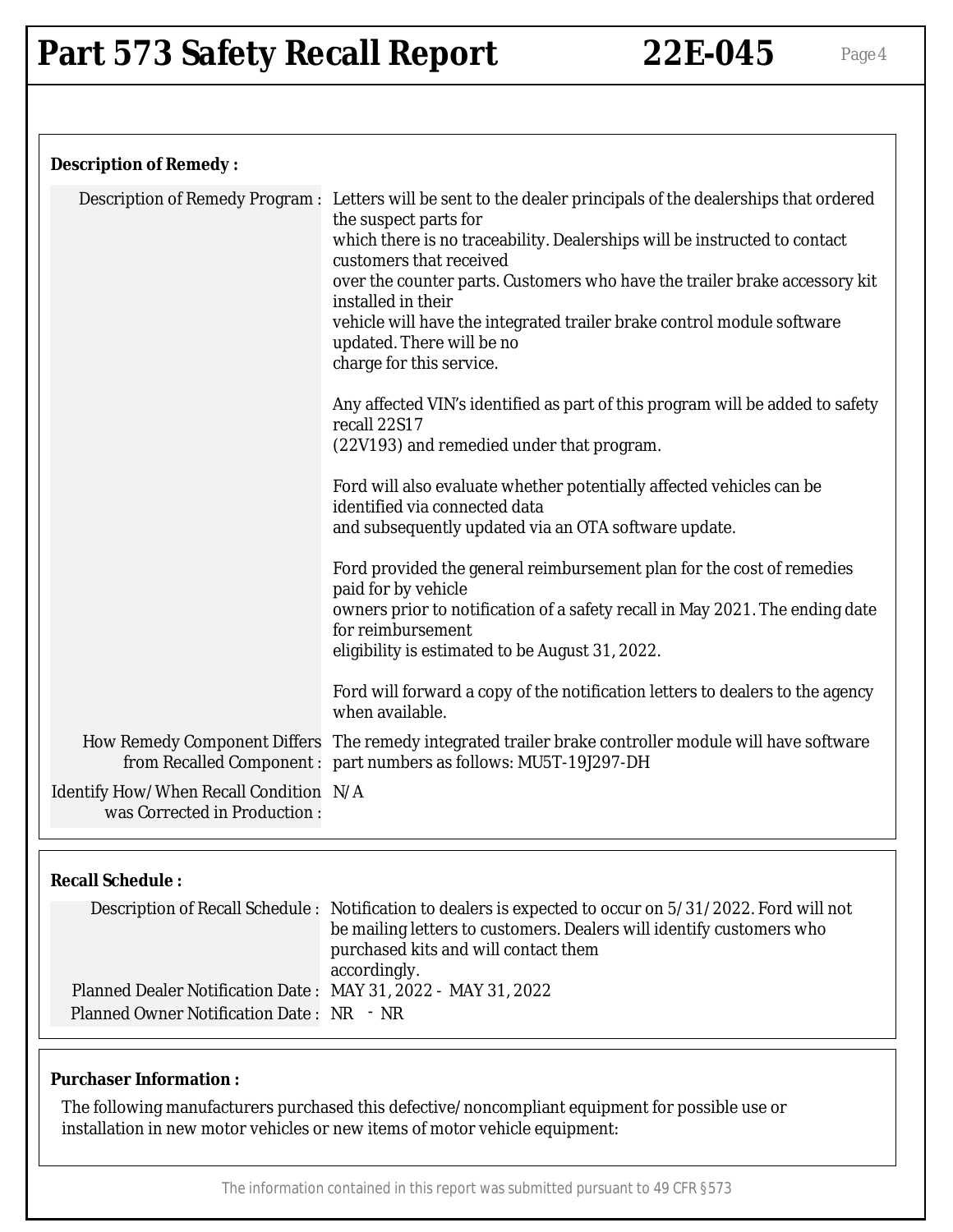### Description of Remedy :

**Description of Remedy Program :** Letters will be sent to the dealer principals of the dealerships that ordered the suspect parts for which there is no traceability. Dealerships will be instructed to contact customers that received over the counter parts. Customers who have the trailer brake accessory kit installed in their vehicle will have the integrated trailer brake control module software updated. There will be no charge for this service.

Any affected VIN's identified as part of this program will be added to safety recall 22S17 (22V193) and remedied under that program.

Ford will also evaluate whether potentially affected vehicles can be identified via connected data and subsequently updated via an OTA software update.

Ford provided the general reimbursement plan for the cost of remedies paid for by vehicle owners prior to notification of a safety recall in May 2021. The ending date for reimbursement eligibility is estimated to be August 31, 2022.

Ford will forward a copy of the notification letters to dealers to the agency when available.

**How Remedy Component Differs from Recalled Component :** The remedy integrated trailer brake controller module will have software part numbers as follows: MU5T-19J297-DH

**Identify How/When Recall Condition was Corrected in Production :** N/A

### Recall Schedule :

**Description of Recall Schedule :** Notification to dealers is expected to occur on 5/31/2022. Ford will not be mailing letters to customers. Dealers will identify customers who purchased kits and will contact them accordingly.

**Planned Dealer Notification Date :** MAY 31, 2022 - MAY 31, 2022

**Planned Owner Notification Date :** NR - NR

### Purchaser Information :

The following manufacturers purchased this defective/noncompliant equipment for possible use or installation in new motor vehicles or new items of motor vehicle equipment:

The information contained in this report was submitted pursuant to 49 CFR §573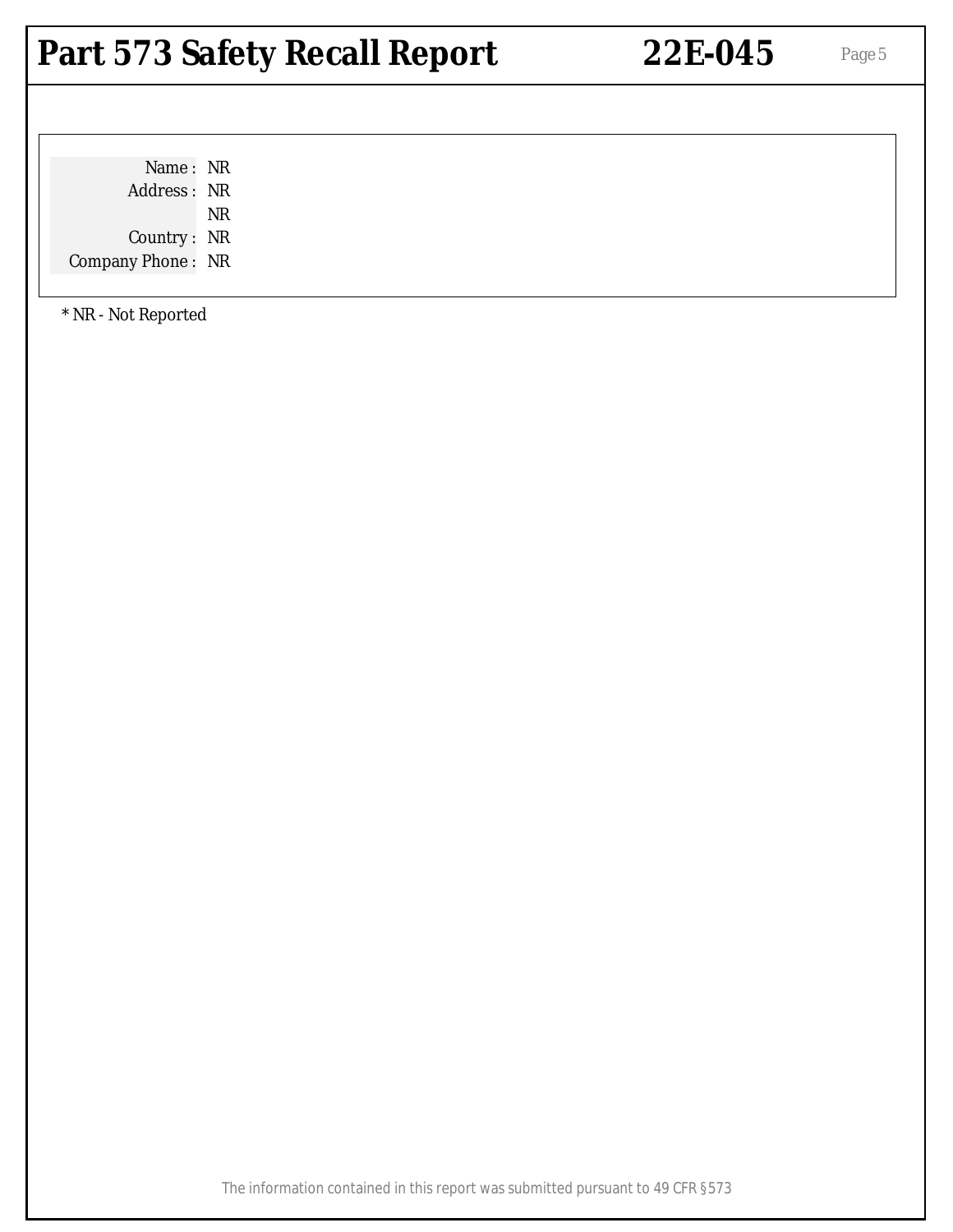| | |
|---|---|
| Name : | NR |
| Address : | NR |
| | NR |
| Country : | NR |
| Company Phone : | NR |

* NR - Not Reported

The information contained in this report was submitted pursuant to 49 CFR §573